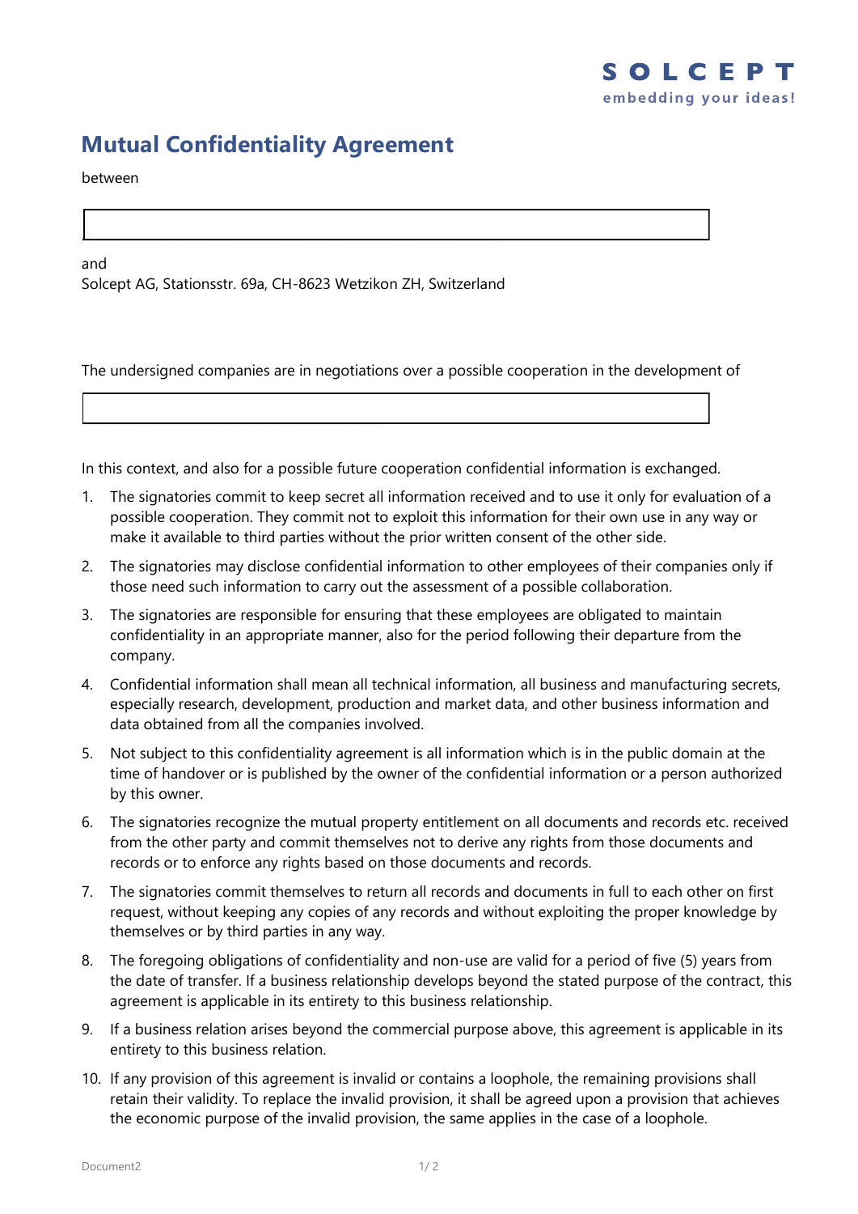SOLCEPT
embedding your ideas!

# Mutual Confidentiality Agreement

between

| |
|---|
| |

and
Solcept AG, Stationsstr. 69a, CH-8623 Wetzikon ZH, Switzerland

The undersigned companies are in negotiations over a possible cooperation in the development of

| |
|---|
| |

In this context, and also for a possible future cooperation confidential information is exchanged.

1. The signatories commit to keep secret all information received and to use it only for evaluation of a possible cooperation. They commit not to exploit this information for their own use in any way or make it available to third parties without the prior written consent of the other side.
2. The signatories may disclose confidential information to other employees of their companies only if those need such information to carry out the assessment of a possible collaboration.
3. The signatories are responsible for ensuring that these employees are obligated to maintain confidentiality in an appropriate manner, also for the period following their departure from the company.
4. Confidential information shall mean all technical information, all business and manufacturing secrets, especially research, development, production and market data, and other business information and data obtained from all the companies involved.
5. Not subject to this confidentiality agreement is all information which is in the public domain at the time of handover or is published by the owner of the confidential information or a person authorized by this owner.
6. The signatories recognize the mutual property entitlement on all documents and records etc. received from the other party and commit themselves not to derive any rights from those documents and records or to enforce any rights based on those documents and records.
7. The signatories commit themselves to return all records and documents in full to each other on first request, without keeping any copies of any records and without exploiting the proper knowledge by themselves or by third parties in any way.
8. The foregoing obligations of confidentiality and non-use are valid for a period of five (5) years from the date of transfer. If a business relationship develops beyond the stated purpose of the contract, this agreement is applicable in its entirety to this business relationship.
9. If a business relation arises beyond the commercial purpose above, this agreement is applicable in its entirety to this business relation.
10. If any provision of this agreement is invalid or contains a loophole, the remaining provisions shall retain their validity. To replace the invalid provision, it shall be agreed upon a provision that achieves the economic purpose of the invalid provision, the same applies in the case of a loophole.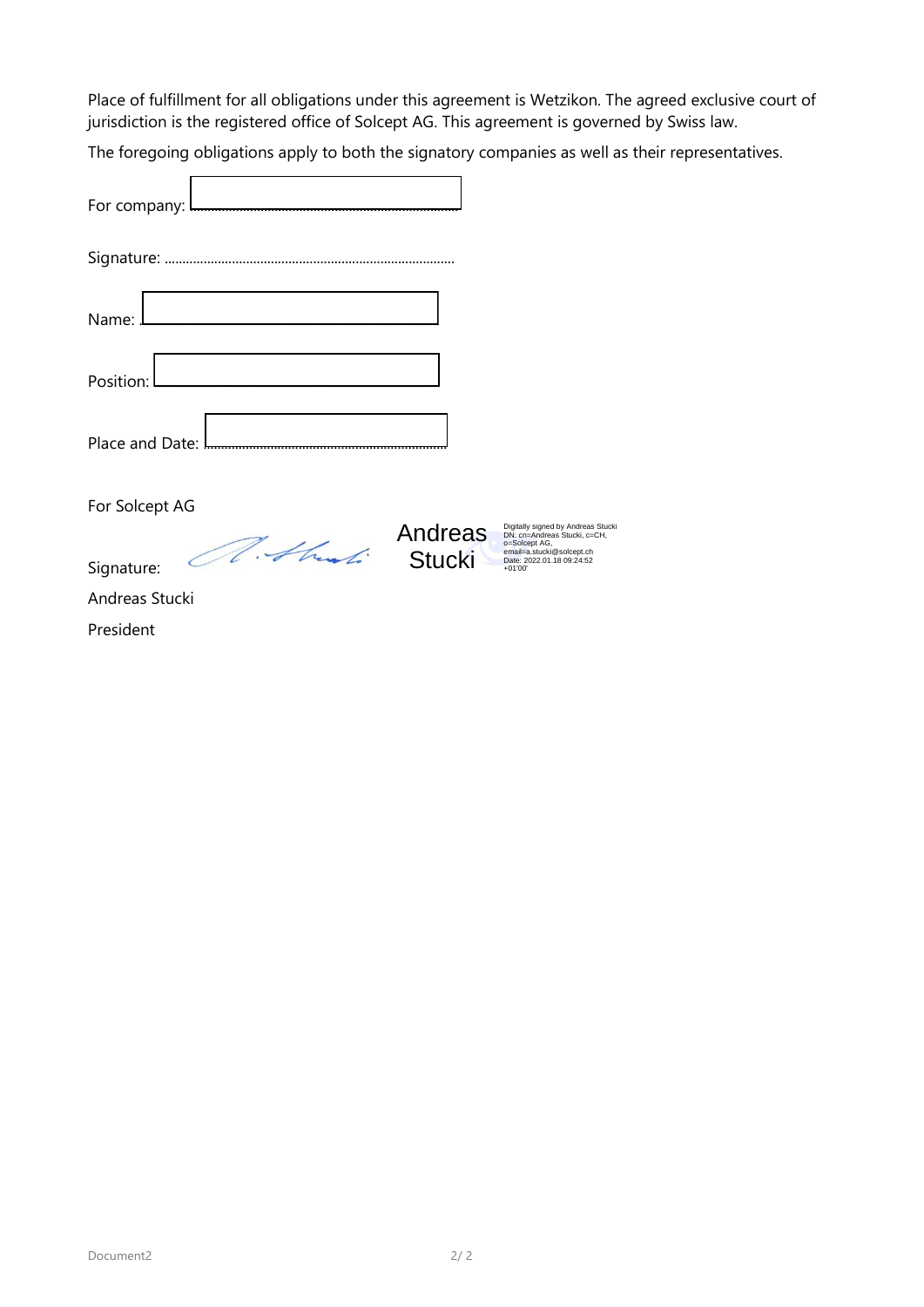Place of fulfillment for all obligations under this agreement is Wetzikon. The agreed exclusive court of jurisdiction is the registered office of Solcept AG. This agreement is governed by Swiss law.

The foregoing obligations apply to both the signatory companies as well as their representatives.

For company: ..........................................................................

Signature: ..........................................................................

Name: ..........................................................................

Position: ..........................................................................

Place and Date: ..........................................................................

For Solcept AG

Signature:

Andreas Stucki

Digitally signed by Andreas Stucki
DN: cn=Andreas Stucki, c=CH, o=Solcept AG, email=a.stucki@solcept.ch
Date: 2022.01.18 09:24:52 +01'00'

Andreas Stucki

President